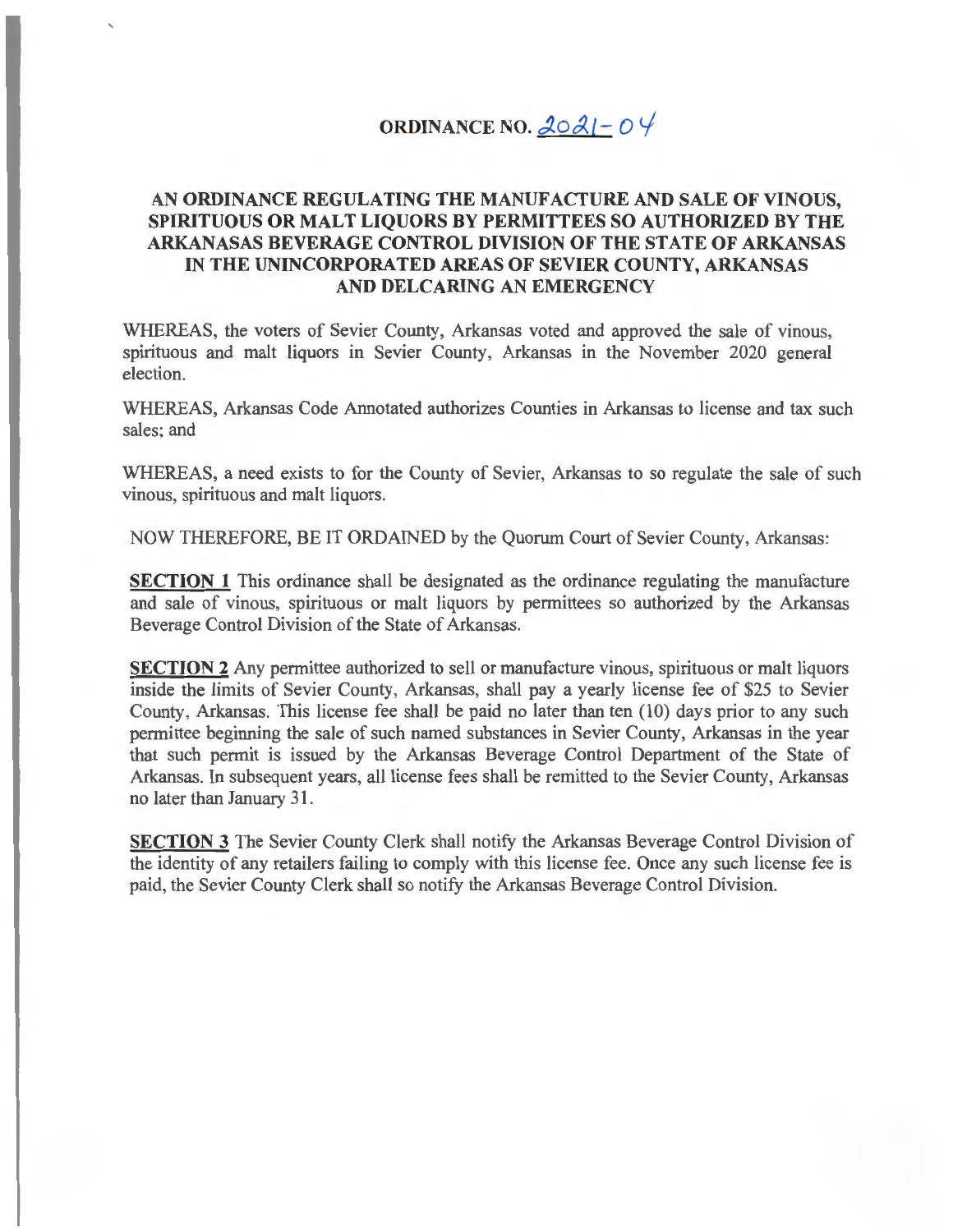# ORDINANCE NO. 2021-04

## AN ORDINANCE REGULATING THE MANUFACTURE AND SALE OF VINOUS, SPIRITUOUS OR MALT LIQUORS BY PERMITTEES SO AUTHORIZED BY THE ARKANASAS BEVERAGE CONTROL DIVISION OF THE STATE OF ARKANSAS IN THE UNINCORPORATED AREAS OF SEVIER COUNTY, ARKANSAS AND DELCARING AN EMERGENCY

WHEREAS, the voters of Sevier County, Arkansas voted and approved the sale of vinous, spirituous and malt liquors in Sevier County, Arkansas in the November 2020 general election.

WHEREAS, Arkansas Code Annotated authorizes Counties in Arkansas to license and tax such sales; and

WHEREAS, a need exists to for the County of Sevier, Arkansas to so regulate the sale of such vinous, spirituous and malt liquors.

NOW THEREFORE, BE IT ORDAINED by the Quorum Court of Sevier County, Arkansas:

**SECTION 1** This ordinance shall be designated as the ordinance regulating the manufacture and sale of vinous, spirituous or malt liquors by permittees so authorized by the Arkansas Beverage Control Division of the State of Arkansas.

**SECTION 2** Any permittee authorized to sell or manufacture vinous, spirituous or malt liquors inside the limits of Sevier County, Arkansas, shall pay a yearly license fee of $25 to Sevier County, Arkansas. This license fee shall be paid no later than ten (10) days prior to any such permittee beginning the sale of such named substances in Sevier County, Arkansas in the year that such permit is issued by the Arkansas Beverage Control Department of the State of Arkansas. In subsequent years, all license fees shall be remitted to the Sevier County, Arkansas no later than January 31.

**SECTION 3** The Sevier County Clerk shall notify the Arkansas Beverage Control Division of the identity of any retailers failing to comply with this license fee. Once any such license fee is paid, the Sevier County Clerk shall so notify the Arkansas Beverage Control Division.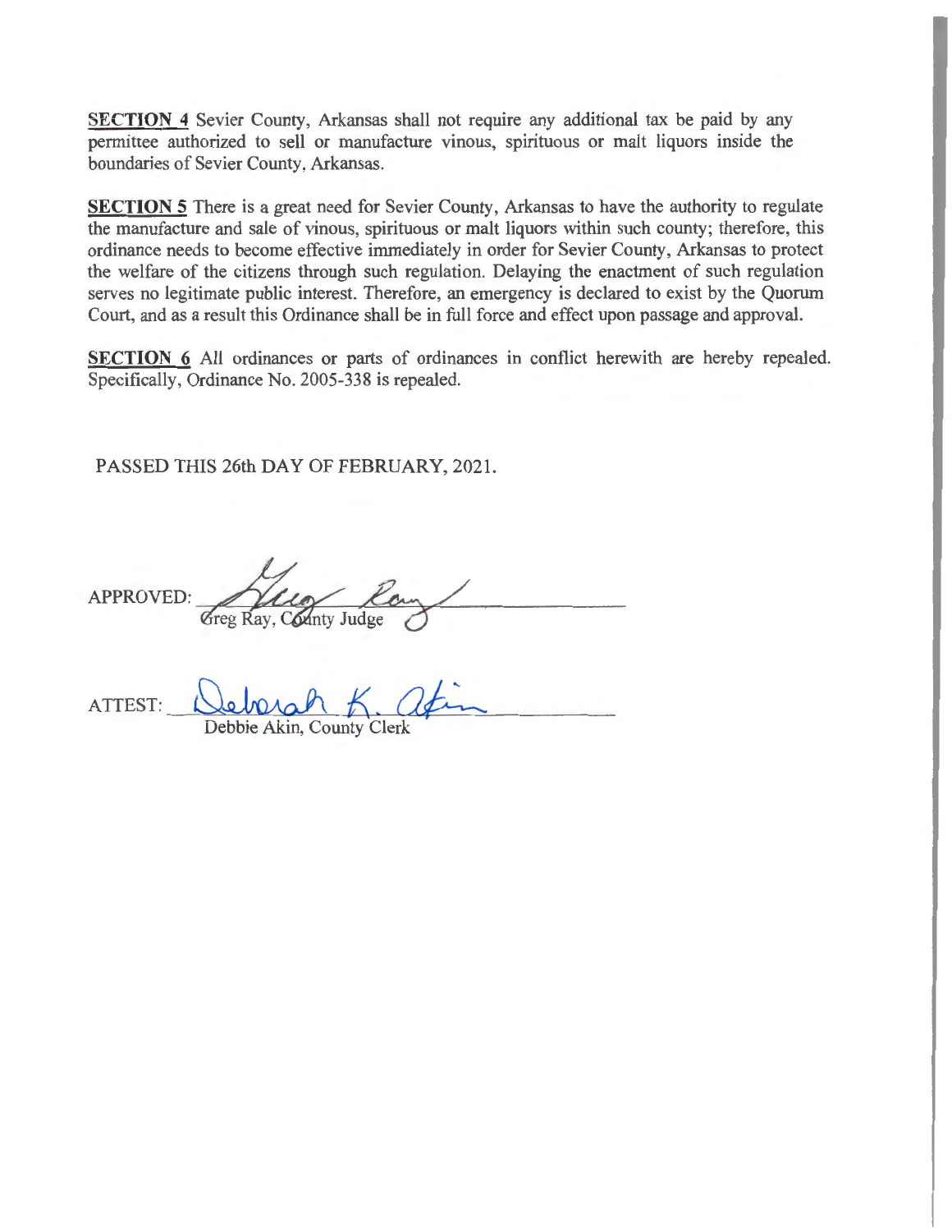**SECTION 4** Sevier County, Arkansas shall not require any additional tax be paid by any permittee authorized to sell or manufacture vinous, spirituous or malt liquors inside the boundaries of Sevier County, Arkansas.

**SECTION 5** There is a great need for Sevier County, Arkansas to have the authority to regulate the manufacture and sale of vinous, spirituous or malt liquors within such county; therefore, this ordinance needs to become effective immediately in order for Sevier County, Arkansas to protect the welfare of the citizens through such regulation. Delaying the enactment of such regulation serves no legitimate public interest. Therefore, an emergency is declared to exist by the Quorum Court, and as a result this Ordinance shall be in full force and effect upon passage and approval.

**SECTION 6** All ordinances or parts of ordinances in conflict herewith are hereby repealed. Specifically, Ordinance No. 2005-338 is repealed.

PASSED THIS 26th DAY OF FEBRUARY, 2021.

APPROVED: ______________________________
Greg Ray, County Judge

ATTEST: ______________________________
Debbie Akin, County Clerk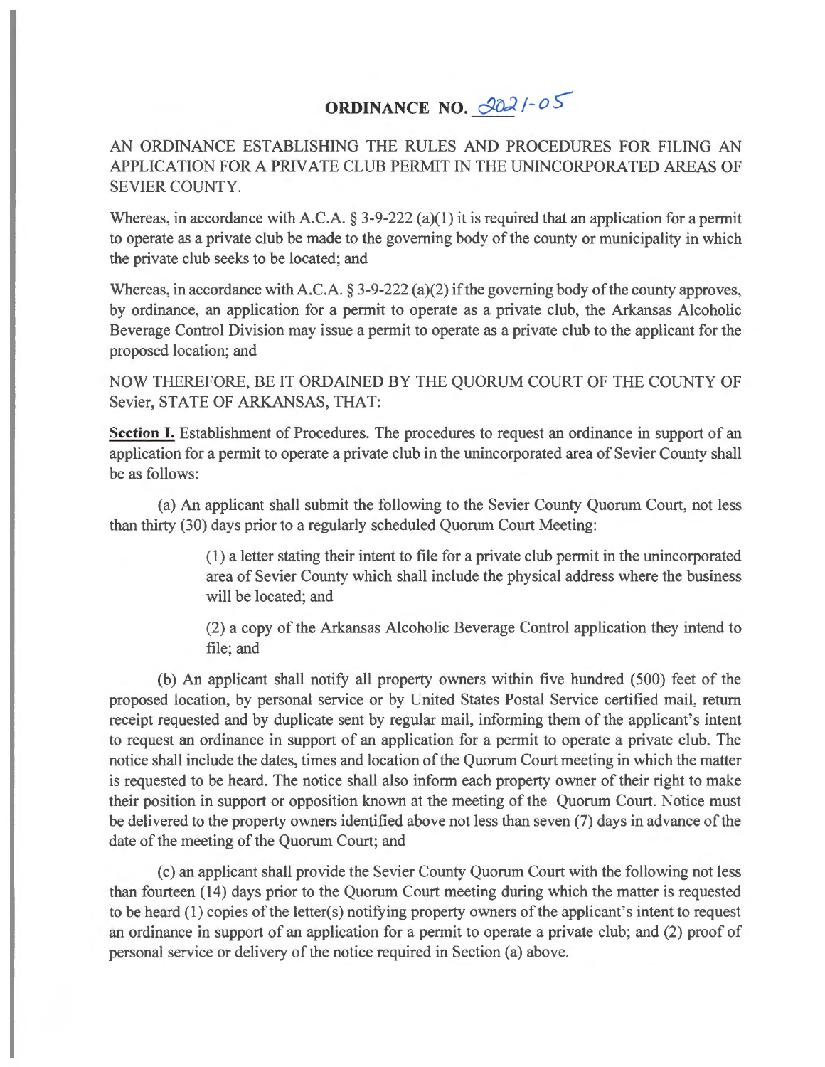# ORDINANCE NO. 2021-05

AN ORDINANCE ESTABLISHING THE RULES AND PROCEDURES FOR FILING AN APPLICATION FOR A PRIVATE CLUB PERMIT IN THE UNINCORPORATED AREAS OF SEVIER COUNTY.

Whereas, in accordance with A.C.A. § 3-9-222 (a)(1) it is required that an application for a permit to operate as a private club be made to the governing body of the county or municipality in which the private club seeks to be located; and

Whereas, in accordance with A.C.A. § 3-9-222 (a)(2) if the governing body of the county approves, by ordinance, an application for a permit to operate as a private club, the Arkansas Alcoholic Beverage Control Division may issue a permit to operate as a private club to the applicant for the proposed location; and

NOW THEREFORE, BE IT ORDAINED BY THE QUORUM COURT OF THE COUNTY OF Sevier, STATE OF ARKANSAS, THAT:

**Section I.** Establishment of Procedures. The procedures to request an ordinance in support of an application for a permit to operate a private club in the unincorporated area of Sevier County shall be as follows:

(a) An applicant shall submit the following to the Sevier County Quorum Court, not less than thirty (30) days prior to a regularly scheduled Quorum Court Meeting:

> (1) a letter stating their intent to file for a private club permit in the unincorporated area of Sevier County which shall include the physical address where the business will be located; and
>
> (2) a copy of the Arkansas Alcoholic Beverage Control application they intend to file; and

(b) An applicant shall notify all property owners within five hundred (500) feet of the proposed location, by personal service or by United States Postal Service certified mail, return receipt requested and by duplicate sent by regular mail, informing them of the applicant's intent to request an ordinance in support of an application for a permit to operate a private club. The notice shall include the dates, times and location of the Quorum Court meeting in which the matter is requested to be heard. The notice shall also inform each property owner of their right to make their position in support or opposition known at the meeting of the Quorum Court. Notice must be delivered to the property owners identified above not less than seven (7) days in advance of the date of the meeting of the Quorum Court; and

(c) an applicant shall provide the Sevier County Quorum Court with the following not less than fourteen (14) days prior to the Quorum Court meeting during which the matter is requested to be heard (1) copies of the letter(s) notifying property owners of the applicant's intent to request an ordinance in support of an application for a permit to operate a private club; and (2) proof of personal service or delivery of the notice required in Section (a) above.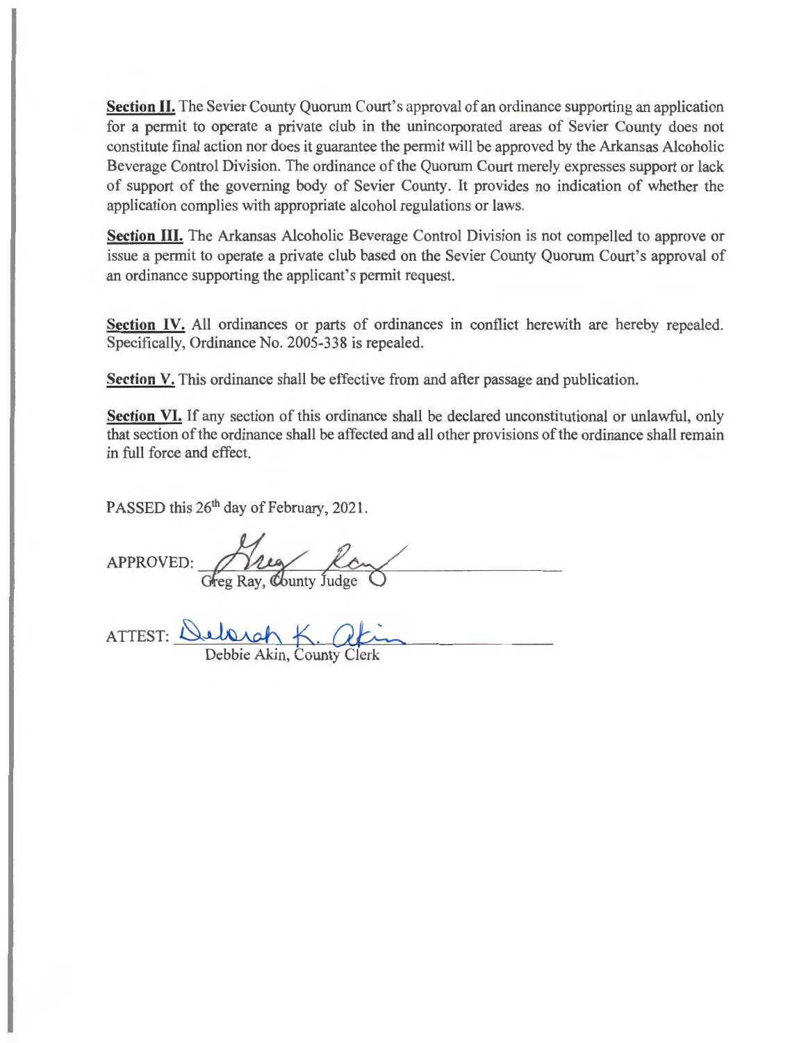**Section II.** The Sevier County Quorum Court's approval of an ordinance supporting an application for a permit to operate a private club in the unincorporated areas of Sevier County does not constitute final action nor does it guarantee the permit will be approved by the Arkansas Alcoholic Beverage Control Division. The ordinance of the Quorum Court merely expresses support or lack of support of the governing body of Sevier County. It provides no indication of whether the application complies with appropriate alcohol regulations or laws.

**Section III.** The Arkansas Alcoholic Beverage Control Division is not compelled to approve or issue a permit to operate a private club based on the Sevier County Quorum Court's approval of an ordinance supporting the applicant's permit request.

**Section IV.** All ordinances or parts of ordinances in conflict herewith are hereby repealed. Specifically, Ordinance No. 2005-338 is repealed.

**Section V.** This ordinance shall be effective from and after passage and publication.

**Section VI.** If any section of this ordinance shall be declared unconstitutional or unlawful, only that section of the ordinance shall be affected and all other provisions of the ordinance shall remain in full force and effect.

PASSED this 26th day of February, 2021.

APPROVED: Greg Ray
Greg Ray, County Judge

ATTEST: Deborah K. Akin
Debbie Akin, County Clerk